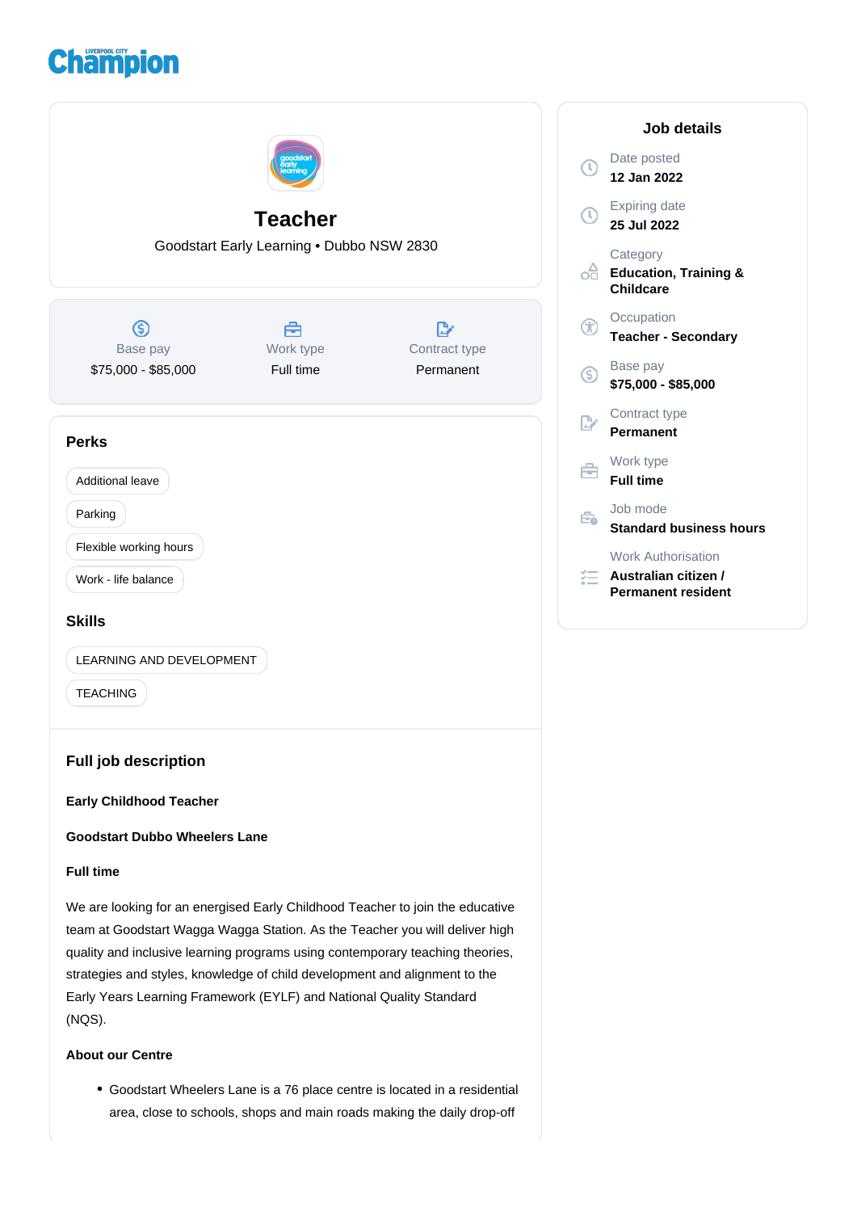LIVERPOOL CITY Champion

# Teacher

Goodstart Early Learning • Dubbo NSW 2830

| Base pay | Work type | Contract type |
|---|---|---|
| $75,000 - $85,000 | Full time | Permanent |

## Perks

- Additional leave
- Parking
- Flexible working hours
- Work - life balance

## Skills

- LEARNING AND DEVELOPMENT
- TEACHING

## Full job description

**Early Childhood Teacher**

**Goodstart Dubbo Wheelers Lane**

**Full time**

We are looking for an energised Early Childhood Teacher to join the educative team at Goodstart Wagga Wagga Station. As the Teacher you will deliver high quality and inclusive learning programs using contemporary teaching theories, strategies and styles, knowledge of child development and alignment to the Early Years Learning Framework (EYLF) and National Quality Standard (NQS).

**About our Centre**

- Goodstart Wheelers Lane is a 76 place centre is located in a residential area, close to schools, shops and main roads making the daily drop-off

## Job details

**Date posted**
12 Jan 2022

**Expiring date**
25 Jul 2022

**Category**
Education, Training & Childcare

**Occupation**
Teacher - Secondary

**Base pay**
$75,000 - $85,000

**Contract type**
Permanent

**Work type**
Full time

**Job mode**
Standard business hours

**Work Authorisation**
Australian citizen / Permanent resident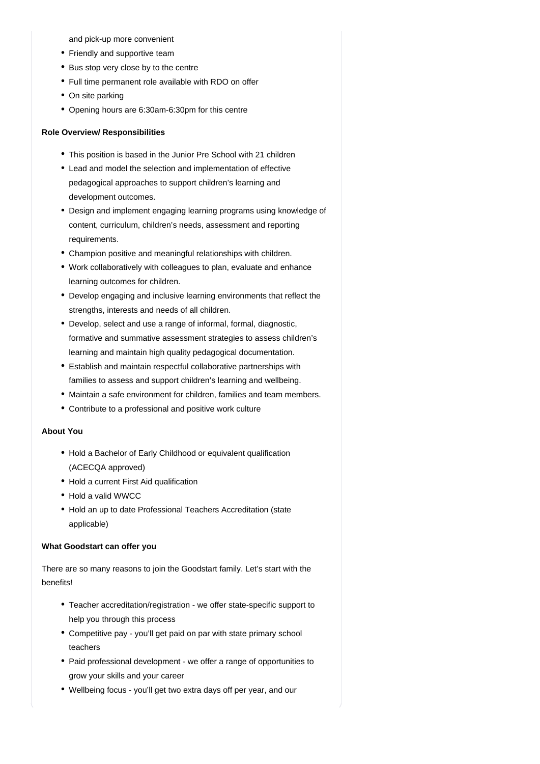and pick-up more convenient

- Friendly and supportive team
- Bus stop very close by to the centre
- Full time permanent role available with RDO on offer
- On site parking
- Opening hours are 6:30am-6:30pm for this centre

**Role Overview/ Responsibilities**

- This position is based in the Junior Pre School with 21 children
- Lead and model the selection and implementation of effective pedagogical approaches to support children's learning and development outcomes.
- Design and implement engaging learning programs using knowledge of content, curriculum, children's needs, assessment and reporting requirements.
- Champion positive and meaningful relationships with children.
- Work collaboratively with colleagues to plan, evaluate and enhance learning outcomes for children.
- Develop engaging and inclusive learning environments that reflect the strengths, interests and needs of all children.
- Develop, select and use a range of informal, formal, diagnostic, formative and summative assessment strategies to assess children's learning and maintain high quality pedagogical documentation.
- Establish and maintain respectful collaborative partnerships with families to assess and support children's learning and wellbeing.
- Maintain a safe environment for children, families and team members.
- Contribute to a professional and positive work culture

**About You**

- Hold a Bachelor of Early Childhood or equivalent qualification (ACECQA approved)
- Hold a current First Aid qualification
- Hold a valid WWCC
- Hold an up to date Professional Teachers Accreditation (state applicable)

**What Goodstart can offer you**

There are so many reasons to join the Goodstart family. Let's start with the benefits!

- Teacher accreditation/registration - we offer state-specific support to help you through this process
- Competitive pay - you'll get paid on par with state primary school teachers
- Paid professional development - we offer a range of opportunities to grow your skills and your career
- Wellbeing focus - you'll get two extra days off per year, and our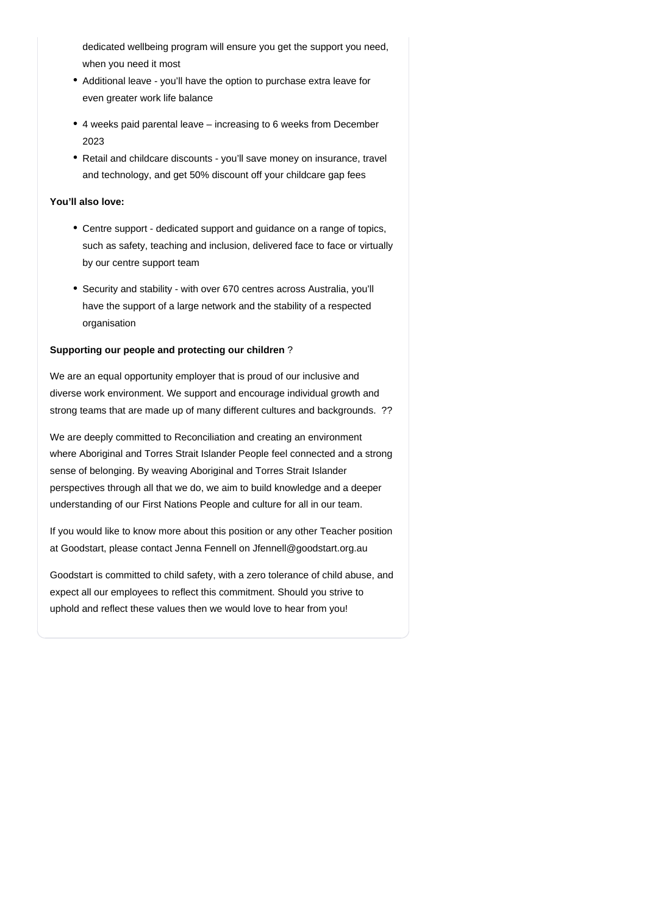dedicated wellbeing program will ensure you get the support you need, when you need it most

- Additional leave - you'll have the option to purchase extra leave for even greater work life balance
- 4 weeks paid parental leave – increasing to 6 weeks from December 2023
- Retail and childcare discounts - you'll save money on insurance, travel and technology, and get 50% discount off your childcare gap fees

**You'll also love:**

- Centre support - dedicated support and guidance on a range of topics, such as safety, teaching and inclusion, delivered face to face or virtually by our centre support team
- Security and stability - with over 670 centres across Australia, you'll have the support of a large network and the stability of a respected organisation

**Supporting our people and protecting our children** ?

We are an equal opportunity employer that is proud of our inclusive and diverse work environment. We support and encourage individual growth and strong teams that are made up of many different cultures and backgrounds. ??

We are deeply committed to Reconciliation and creating an environment where Aboriginal and Torres Strait Islander People feel connected and a strong sense of belonging. By weaving Aboriginal and Torres Strait Islander perspectives through all that we do, we aim to build knowledge and a deeper understanding of our First Nations People and culture for all in our team.

If you would like to know more about this position or any other Teacher position at Goodstart, please contact Jenna Fennell on Jfennell@goodstart.org.au

Goodstart is committed to child safety, with a zero tolerance of child abuse, and expect all our employees to reflect this commitment. Should you strive to uphold and reflect these values then we would love to hear from you!